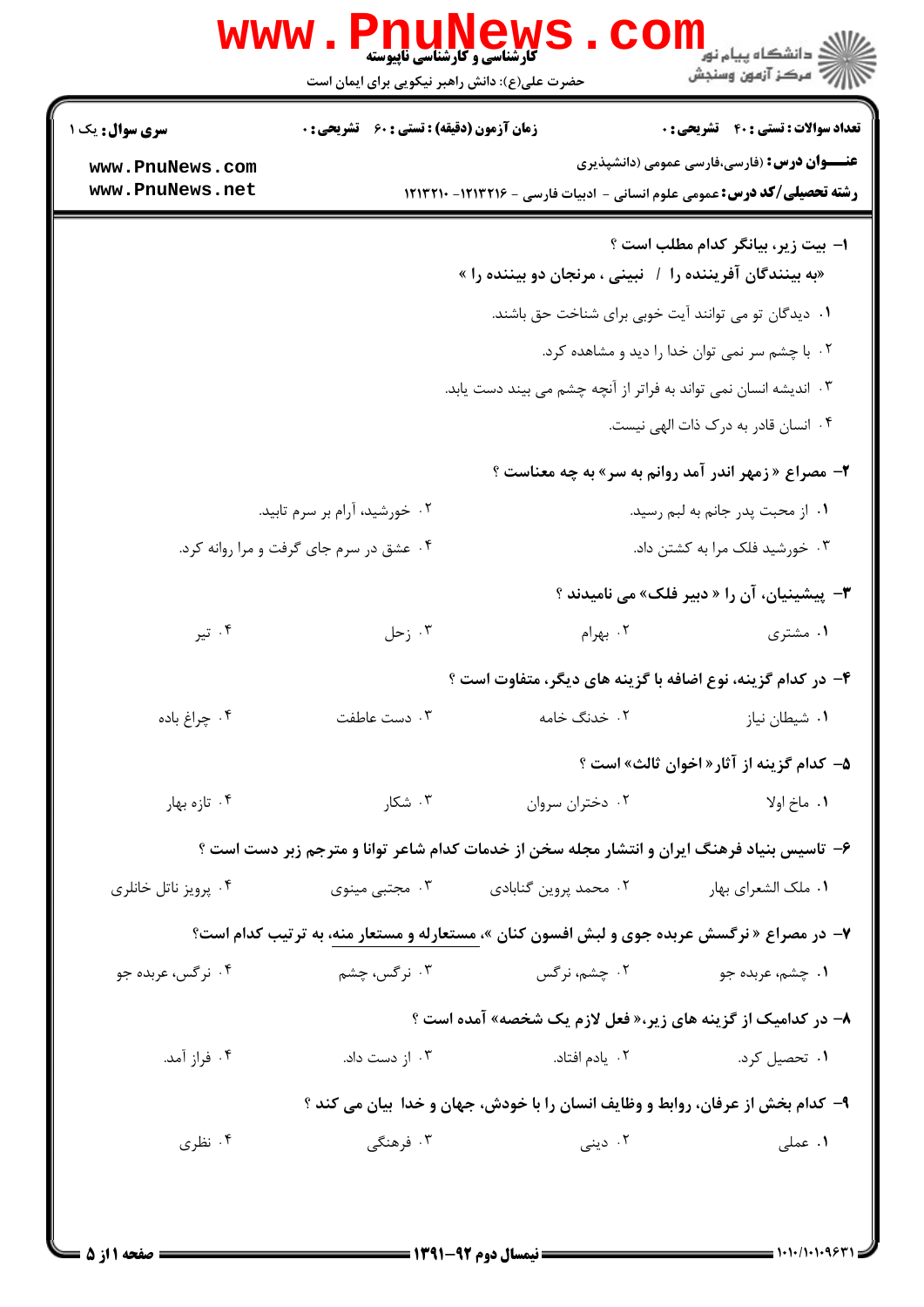**سری سؤال:** یک ۱

**زمان آزمون (دقیقه) : تستی : ۶۰ تشریحی : ۰**

**تعداد سوالات : تستی : ۴۰ تشریحی : ۰**

**عنـــوان درس :** (فارسی،فارسی عمومی (دانشپذیری)

**رشته تحصیلی/کد درس :** عمومی علوم انسانی - ادبیات فارسی - ۱۲۱۳۲۱۶- ۱۲۱۳۲۱۰

حضرت علی(ع): دانش راهبر نیکویی برای ایمان است

۱- بیت زیر، بیانگر کدام مطلب است ؟

«به بینندگان آفریننده را / نبینی ، مرنجان دو بیننده را »

۱. دیدگان تو می توانند آیت خوبی برای شناخت حق باشند.

۲. با چشم سر نمی توان خدا را دید و مشاهده کرد.

۳. اندیشه انسان نمی تواند به فراتر از آنچه چشم می بیند دست یابد.

۴. انسان قادر به درک ذات الهی نیست.

۲- مصراع « زمهر اندر آمد روانم به سر» به چه معناست ؟

۱. از محبت پدر جانم به لبم رسید.

۲. خورشید، آرام بر سرم تابید.

۳. خورشید فلک مرا به کشتن داد.

۴. عشق در سرم جای گرفت و مرا روانه کرد.

۳- پیشینیان، آن را « دبیر فلک» می نامیدند ؟

۱. مشتری

۲. بهرام

۳. زحل

۴. تیر

۴- در کدام گزینه، نوع اضافه با گزینه های دیگر، متفاوت است ؟

۱. شیطان نیاز

۲. خدنگ خامه

۳. دست عاطفت

۴. چراغ باده

۵- کدام گزینه از آثار« اخوان ثالث» است ؟

۱. ماخ اولا

۲. دختران سروان

۳. شکار

۴. تازه بهار

۶- تاسیس بنیاد فرهنگ ایران و انتشار مجله سخن از خدمات کدام شاعر توانا و مترجم زبر دست است ؟

۱. ملک الشعرای بهار

۲. محمد پروین گنابادی

۳. مجتبی مینوی

۴. پرویز ناتل خانلری

۷- در مصراع « نرگسش عربده جوی و لبش افسون کنان »، مستعارله و مستعار منه، به ترتیب کدام است؟

۱. چشم، عربده جو

۲. چشم، نرگس

۳. نرگس، چشم

۴. نرگس، عربده جو

۸- در کدامیک از گزینه های زیر،« فعل لازم یک شخصه» آمده است ؟

۱. تحصیل کرد.

۲. یادم افتاد.

۳. از دست داد.

۴. فراز آمد.

۹- کدام بخش از عرفان، روابط و وظایف انسان را با خودش، جهان و خدا بیان می کند ؟

۱. عملی

۲. دینی

۳. فرهنگی

۴. نظری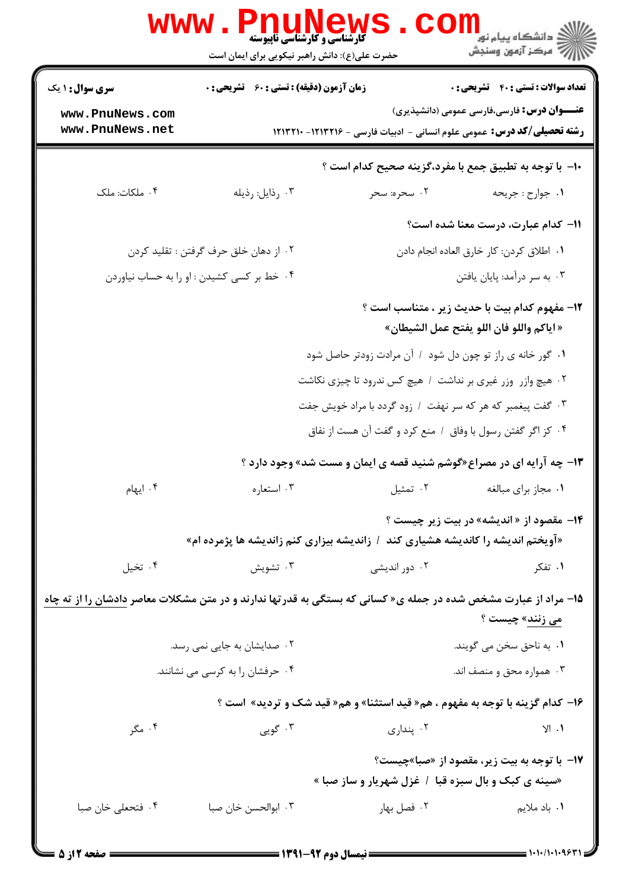**سری سوال:** ۱ یک

**زمان آزمون (دقیقه) : تستی : ۶۰ تشریحی : ۰**

**تعداد سوالات : تستی : ۴۰ تشریحی : ۰**

**عنـــوان درس:** فارسی،فارسی عمومی (دانشپذیری)

**رشته تحصیلی/کد درس:** عمومی علوم انسانی - ادبیات فارسی - ۱۲۱۳۲۱۶- ۱۲۱۳۲۱۰

**۱۰- با توجه به تطبیق جمع با مفرد،گزینه صحیح کدام است ؟**

۱. جوارح : جریحه
۲. سحره: سحر
۳. رذایل: رذیله
۴. ملکات: ملک

**۱۱- کدام عبارت، درست معنا شده است؟**

۱. اطلاق کردن: کار خارق العاده انجام دادن
۲. از دهان خلق حرف گرفتن : تقلید کردن
۳. به سر درآمد: پایان یافتن
۴. خط بر کسی کشیدن : او را به حساب نیاوردن

**۱۲- مفهوم کدام بیت با حدیث زیر ، متناسب است ؟**

**«ایاکم واللو فان اللو یفتح عمل الشیطان»**

۱. گور خانه ی راز تو چون دل شود / آن مرادت زودتر حاصل شود
۲. هیچ وازر وزر غیری بر نداشت / هیچ کس ندرود تا چیزی نکاشت
۳. گفت پیغمبر که هر که سر نهفت / زود گردد با مراد خویش جفت
۴. کز اگر گفتن رسول با وفاق / منع کرد و گفت آن هست از نفاق

**۱۳- چه آرایه ای در مصراع«گوشم شنید قصه ی ایمان و مست شد» وجود دارد ؟**

۱. مجاز برای مبالغه
۲. تمثیل
۳. استعاره
۴. ایهام

**۱۴- مقصود از « اندیشه» در بیت زیر چیست ؟**

**«آویختم اندیشه را کاندیشه هشیاری کند / زاندیشه بیزاری کنم زاندیشه ها پژمرده ام»**

۱. تفکر
۲. دور اندیشی
۳. تشویش
۴. تخیل

**۱۵- مراد از عبارت مشخص شده در جمله ی« کسانی که بستگی به قدرتها ندارند و در متن مشکلات معاصر دادشان را از ته چاه می زنند» چیست ؟**

۱. به ناحق سخن می گویند.
۲. صدایشان به جایی نمی رسد.
۳. همواره محق و منصف اند.
۴. حرفشان را به کرسی می نشانند.

**۱۶- کدام گزینه با توجه به مفهوم ، هم« قید استثنا» و هم« قید شک و تردید» است ؟**

۱. الا
۲. پنداری
۳. گویی
۴. مگر

**۱۷- با توجه به بیت زیر، مقصود از «صبا»چیست؟**

**«سینه ی کبک و بال سبزه قبا / غزل شهریار و ساز صبا »**

۱. باد ملایم
۲. فصل بهار
۳. ابوالحسن خان صبا
۴. فتحعلی خان صبا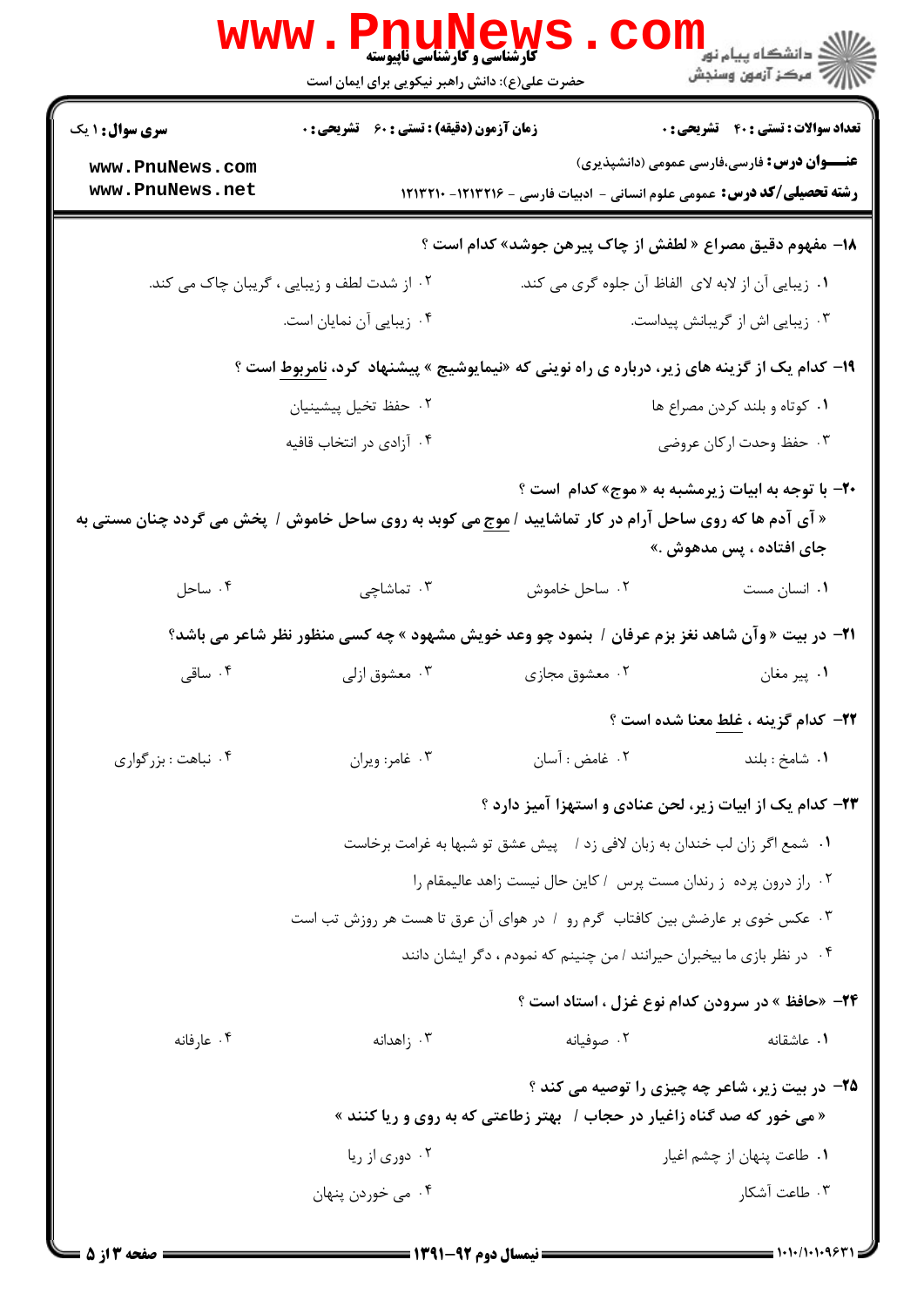**۱۸- مفهوم دقیق مصراع « لطفش از چاک پیرهن جوشد» کدام است ؟**

۱. زیبایی آن از لابه لای الفاظ آن جلوه گری می کند.

۲. از شدت لطف و زیبایی ، گریبان چاک می کند.

۳. زیبایی اش از گریبانش پیداست.

۴. زیبایی آن نمایان است.

**۱۹- کدام یک از گزینه های زیر، درباره ی راه نوینی که «نیمایوشیج » پیشنهاد کرد، نامربوط است ؟**

۱. کوتاه و بلند کردن مصراع ها

۲. حفظ تخیل پیشینیان

۳. حفظ وحدت ارکان عروضی

۴. آزادی در انتخاب قافیه

**۲۰- با توجه به ابیات زیرمشبه به « موج» کدام است ؟**

**« آی آدم ها که روی ساحل آرام در کار تماشایید / موج می کوبد به روی ساحل خاموش / پخش می گردد چنان مستی به جای افتاده ، پس مدهوش .»**

۱. انسان مست

۲. ساحل خاموش

۳. تماشاچی

۴. ساحل

**۲۱- در بیت « وآن شاهد نغز بزم عرفان / بنمود چو وعد خویش مشهود » چه کسی منظور نظر شاعر می باشد؟**

۱. پیر مغان

۲. معشوق مجازی

۳. معشوق ازلی

۴. ساقی

**۲۲- کدام گزینه ، غلط معنا شده است ؟**

۱. شامخ : بلند

۲. غامض : آسان

۳. غامر: ویران

۴. نباهت : بزرگواری

**۲۳- کدام یک از ابیات زیر، لحن عنادی و استهزا آمیز دارد ؟**

۱. شمع اگر زان لب خندان به زبان لافی زد / پیش عشق تو شبها به غرامت برخاست

۲. راز درون پرده ز رندان مست پرس / کاین حال نیست زاهد عالیمقام را

۳. عکس خوی بر عارضش بین کافتاب گرم رو / در هوای آن عرق تا هست هر روزش تب است

۴. در نظر بازی ما بیخبران حیرانند / من چنینم که نمودم ، دگر ایشان دانند

**۲۴- «حافظ » در سرودن کدام نوع غزل ، استاد است ؟**

۱. عاشقانه

۲. صوفیانه

۳. زاهدانه

۴. عارفانه

**۲۵- در بیت زیر، شاعر چه چیزی را توصیه می کند ؟**

**« می خور که صد گناه زاغیار در حجاب / بهتر زطاعتی که به روی و ریا کنند »**

۱. طاعت پنهان از چشم اغیار

۲. دوری از ریا

۳. طاعت آشکار

۴. می خوردن پنهان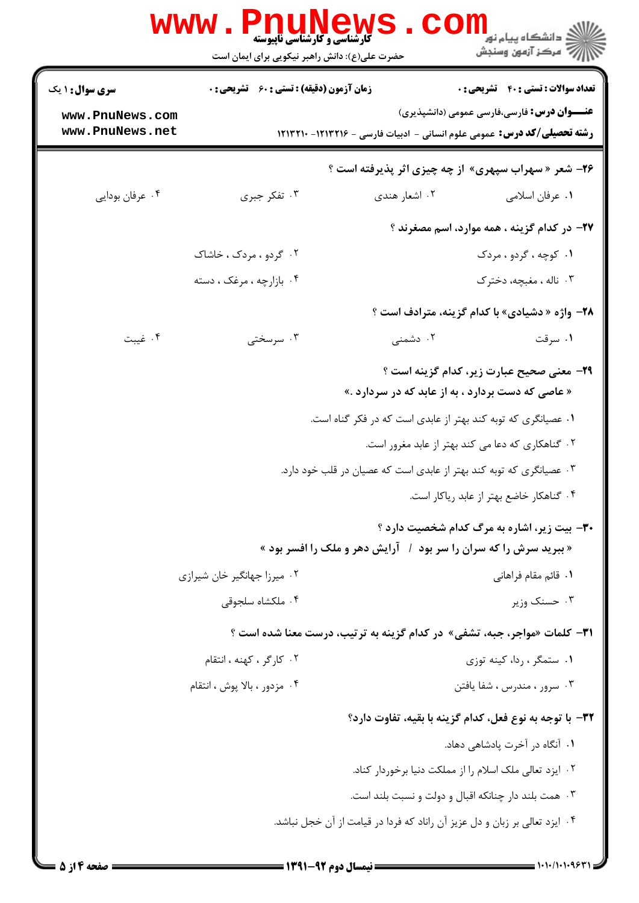**سری سوال:** ۱ یک

**زمان آزمون (دقیقه) : تستی : ۶۰ تشریحی : ۰**

**تعداد سوالات : تستی : ۴۰ تشریحی : ۰**

**عنـــوان درس:** فارسی،فارسی عمومی (دانشپذیری)

**رشته تحصیلی/کد درس:** عمومی علوم انسانی - ادبیات فارسی - ۱۲۱۳۲۱۶- ۱۲۱۳۲۱۰

**۲۶- شعر « سهراب سپهری» از چه چیزی اثر پذیرفته است ؟**

۱. عرفان اسلامی
۲. اشعار هندی
۳. تفکر جبری
۴. عرفان بودایی

**۲۷- در کدام گزینه ، همه موارد، اسم مصغرند ؟**

۱. کوچه ، گردو ، مردک
۲. گردو ، مردک ، خاشاک
۳. ناله ، مغبچه، دخترک
۴. بازارچه ، مرغک ، دسته

**۲۸- واژه « دشیادی» با کدام گزینه، مترادف است ؟**

۱. سرقت
۲. دشمنی
۳. سرسختی
۴. غیبت

**۲۹- معنی صحیح عبارت زیر، کدام گزینه است ؟**

**« عاصی که دست بردارد ، به از عابد که در سردارد .»**

۱. عصیانگری که توبه کند بهتر از عابدی است که در فکر گناه است.
۲. گناهکاری که دعا می کند بهتر از عابد مغرور است.
۳. عصیانگری که توبه کند بهتر از عابدی است که عصیان در قلب خود دارد.
۴. گناهکار خاضع بهتر از عابد ریاکار است.

**۳۰- بیت زیر، اشاره به مرگ کدام شخصیت دارد ؟**

**« ببرید سرش را که سران را سر بود / آرایش دهر و ملک را افسر بود »**

۱. قائم مقام فراهانی
۲. میرزا جهانگیر خان شیرازی
۳. حسنک وزیر
۴. ملکشاه سلجوقی

**۳۱- کلمات «مواجر، جبه، تشفی» در کدام گزینه به ترتیب، درست معنا شده است ؟**

۱. ستمگر ، ردا، کینه توزی
۲. کارگر ، کهنه ، انتقام
۳. سرور ، مندرس ، شفا یافتن
۴. مزدور ، بالا پوش ، انتقام

**۳۲- با توجه به نوع فعل، کدام گزینه با بقیه، تفاوت دارد؟**

۱. آنگاه در آخرت پادشاهی دهاد.
۲. ایزد تعالی ملک اسلام را از مملکت دنیا برخوردار کناد.
۳. همت بلند دار چنانکه اقبال و دولت و نسبت بلند است.
۴. ایزد تعالی بر زبان و دل عزیز آن راناد که فردا در قیامت از آن خجل نباشد.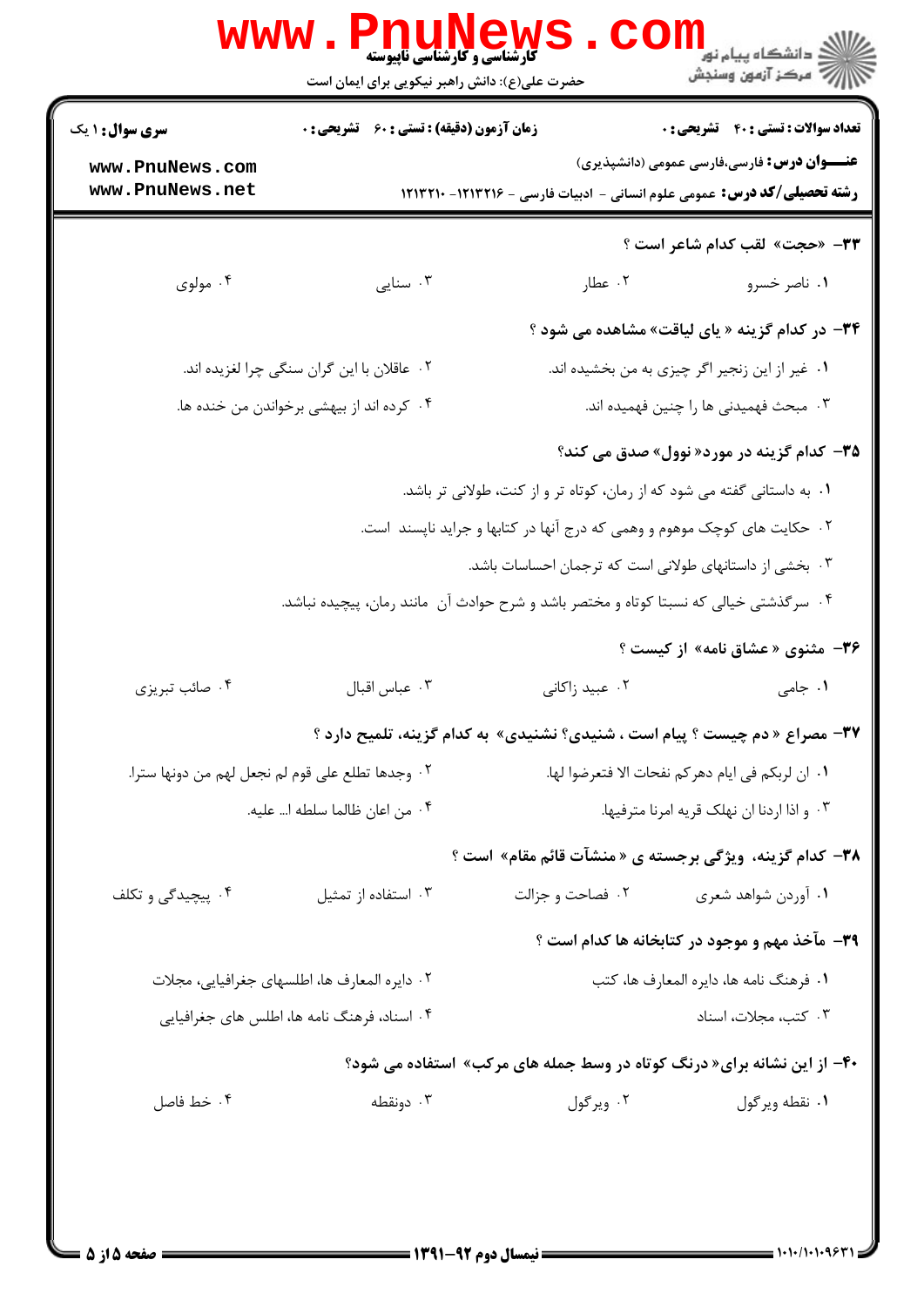**سری سوال:** ۱ یک

**زمان آزمون (دقیقه) : تستی :** ۶۰ **تشریحی :** ۰

**تعداد سوالات : تستی :** ۴۰ **تشریحی :** ۰

**عنـــوان درس:** فارسی،فارسی عمومی (دانشپذیری)

**رشته تحصیلی/کد درس:** عمومی علوم انسانی - ادبیات فارسی - ۱۲۱۳۲۱۶- ۱۲۱۳۲۱۰

**۳۳-** «حجت» لقب کدام شاعر است ؟

۱. ناصر خسرو
۲. عطار
۳. سنایی
۴. مولوی

**۳۴-** در کدام گزینه « یای لیاقت» مشاهده می شود ؟

۱. غیر از این زنجیر اگر چیزی به من بخشیده اند.
۲. عاقلان با این گران سنگی چرا لغزیده اند.
۳. مبحث فهمیدنی ها را چنین فهمیده اند.
۴. کرده اند از بیهشی برخواندن من خنده ها.

**۳۵-** کدام گزینه در مورد« نوول» صدق می کند؟

۱. به داستانی گفته می شود که از رمان، کوتاه تر و از کنت، طولانی تر باشد.
۲. حکایت های کوچک موهوم و وهمی که درج آنها در کتابها و جراید ناپسند است.
۳. بخشی از داستانهای طولانی است که ترجمان احساسات باشد.
۴. سرگذشتی خیالی که نسبتا کوتاه و مختصر باشد و شرح حوادث آن مانند رمان، پیچیده نباشد.

**۳۶-** مثنوی « عشاق نامه» از کیست ؟

۱. جامی
۲. عبید زاکانی
۳. عباس اقبال
۴. صائب تبریزی

**۳۷-** مصراع « دم چیست ؟ پیام است ، شنیدی؟ نشنیدی» به کدام گزینه، تلمیح دارد ؟

۱. ان لربکم فی ایام دهرکم نفحات الا فتعرضوا لها.
۲. وجدها تطلع علی قوم لم نجعل لهم من دونها سترا.
۳. و اذا اردنا ان نهلک قریه امرنا مترفیها.
۴. من اعان ظالما سلطه ا... علیه.

**۳۸-** کدام گزینه، ویژگی برجسته ی « منشآت قائم مقام» است ؟

۱. آوردن شواهد شعری
۲. فصاحت و جزالت
۳. استفاده از تمثیل
۴. پیچیدگی و تکلف

**۳۹-** مآخذ مهم و موجود در کتابخانه ها کدام است ؟

۱. فرهنگ نامه ها، دایره المعارف ها، کتب
۲. دایره المعارف ها، اطلسهای جغرافیایی، مجلات
۳. کتب، مجلات، اسناد
۴. اسناد، فرهنگ نامه ها، اطلس های جغرافیایی

**۴۰-** از این نشانه برای« درنگ کوتاه در وسط جمله های مرکب» استفاده می شود؟

۱. نقطه ویرگول
۲. ویرگول
۳. دونقطه
۴. خط فاصل